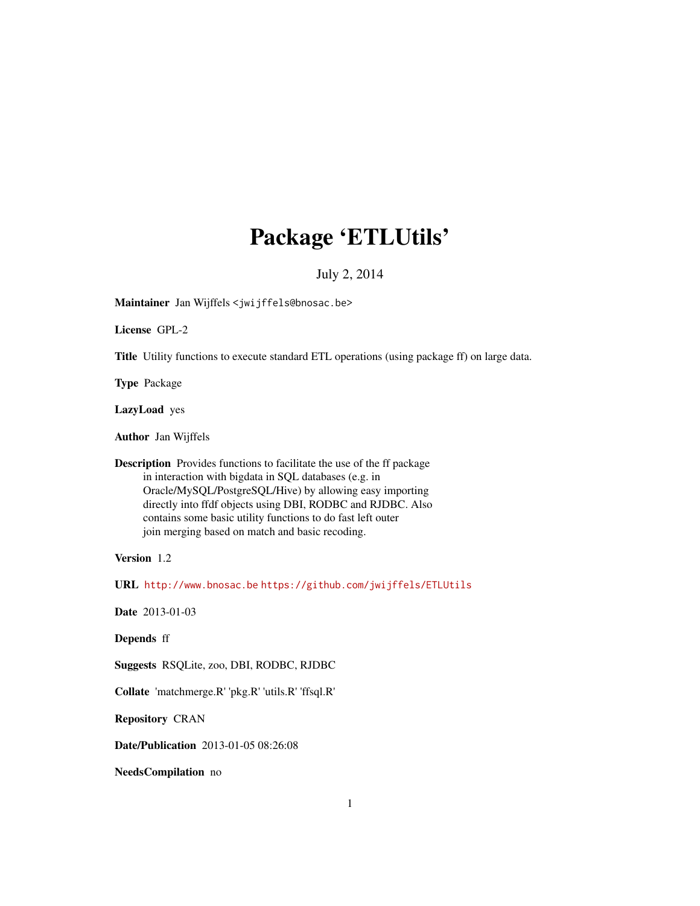# Package 'ETLUtils'

July 2, 2014

**Maintainer** Jan Wijffels <jwijffels@bnosac.be>

**License** GPL-2

**Title** Utility functions to execute standard ETL operations (using package ff) on large data.

**Type** Package

**LazyLoad** yes

**Author** Jan Wijffels

**Description** Provides functions to facilitate the use of the ff package in interaction with bigdata in SQL databases (e.g. in Oracle/MySQL/PostgreSQL/Hive) by allowing easy importing directly into ffdf objects using DBI, RODBC and RJDBC. Also contains some basic utility functions to do fast left outer join merging based on match and basic recoding.

**Version** 1.2

**URL** http://www.bnosac.be https://github.com/jwijffels/ETLUtils

**Date** 2013-01-03

**Depends** ff

**Suggests** RSQLite, zoo, DBI, RODBC, RJDBC

**Collate** 'matchmerge.R' 'pkg.R' 'utils.R' 'ffsql.R'

**Repository** CRAN

**Date/Publication** 2013-01-05 08:26:08

**NeedsCompilation** no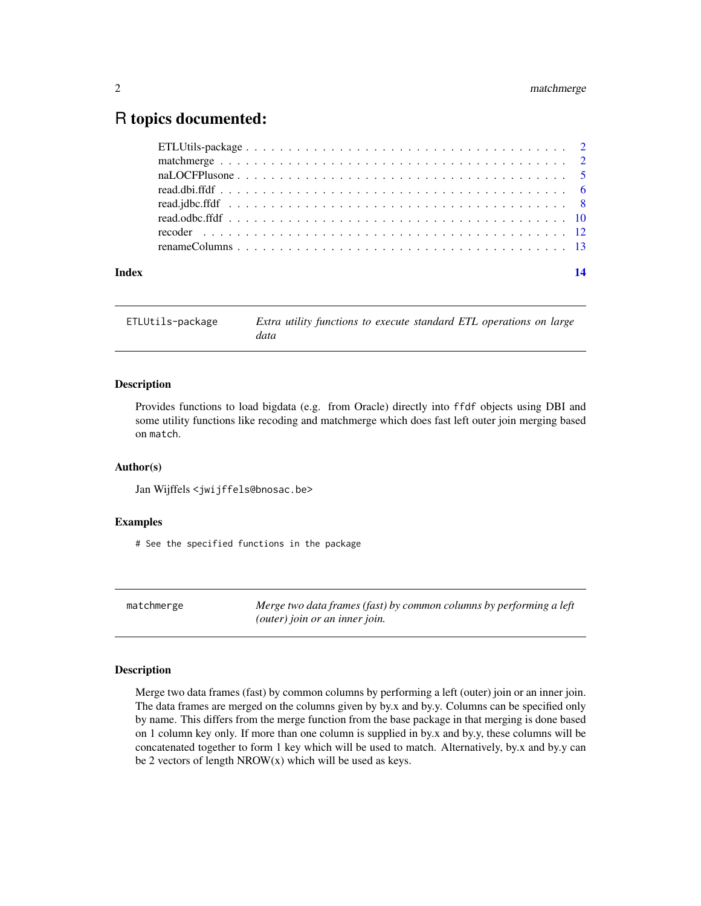# R topics documented:

| | |
|---|---|
| ETLUtils-package | 2 |
| matchmerge | 2 |
| naLOCFPlusone | 5 |
| read.dbi.ffdf | 6 |
| read.jdbc.ffdf | 8 |
| read.odbc.ffdf | 10 |
| recoder | 12 |
| renameColumns | 13 |
| **Index** | **14** |

---

`ETLUtils-package` *Extra utility functions to execute standard ETL operations on large data*

---

### Description

Provides functions to load bigdata (e.g. from Oracle) directly into `ffdf` objects using DBI and some utility functions like recoding and matchmerge which does fast left outer join merging based on `match`.

### Author(s)

Jan Wijffels <jwijffels@bnosac.be>

### Examples

```
# See the specified functions in the package
```

---

`matchmerge` *Merge two data frames (fast) by common columns by performing a left (outer) join or an inner join.*

---

### Description

Merge two data frames (fast) by common columns by performing a left (outer) join or an inner join. The data frames are merged on the columns given by by.x and by.y. Columns can be specified only by name. This differs from the merge function from the base package in that merging is done based on 1 column key only. If more than one column is supplied in by.x and by.y, these columns will be concatenated together to form 1 key which will be used to match. Alternatively, by.x and by.y can be 2 vectors of length NROW(x) which will be used as keys.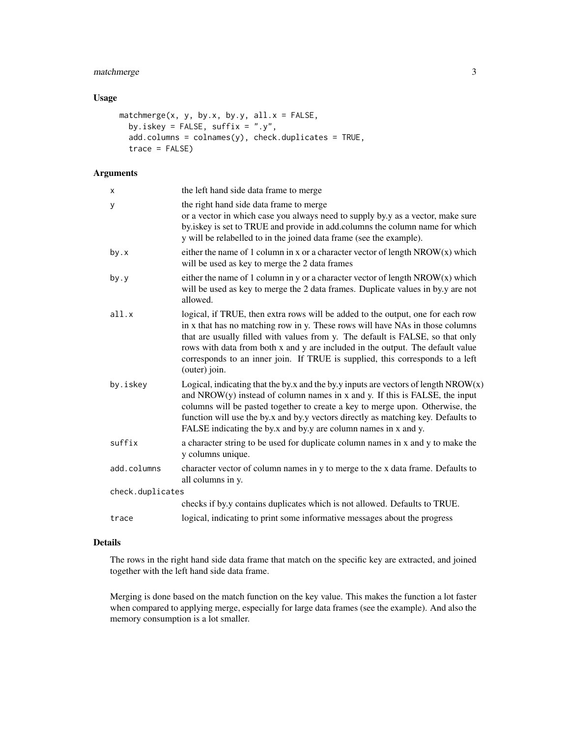## Usage

```
matchmerge(x, y, by.x, by.y, all.x = FALSE,
  by.iskey = FALSE, suffix = ".y",
  add.columns = colnames(y), check.duplicates = TRUE,
  trace = FALSE)
```

## Arguments

| Argument | Description |
|---|---|
| `x` | the left hand side data frame to merge |
| `y` | the right hand side data frame to merge<br>or a vector in which case you always need to supply by.y as a vector, make sure by.iskey is set to TRUE and provide in add.columns the column name for which y will be relabelled to in the joined data frame (see the example). |
| `by.x` | either the name of 1 column in x or a character vector of length NROW(x) which will be used as key to merge the 2 data frames |
| `by.y` | either the name of 1 column in y or a character vector of length NROW(x) which will be used as key to merge the 2 data frames. Duplicate values in by.y are not allowed. |
| `all.x` | logical, if TRUE, then extra rows will be added to the output, one for each row in x that has no matching row in y. These rows will have NAs in those columns that are usually filled with values from y. The default is FALSE, so that only rows with data from both x and y are included in the output. The default value corresponds to an inner join. If TRUE is supplied, this corresponds to a left (outer) join. |
| `by.iskey` | Logical, indicating that the by.x and the by.y inputs are vectors of length NROW(x) and NROW(y) instead of column names in x and y. If this is FALSE, the input columns will be pasted together to create a key to merge upon. Otherwise, the function will use the by.x and by.y vectors directly as matching key. Defaults to FALSE indicating the by.x and by.y are column names in x and y. |
| `suffix` | a character string to be used for duplicate column names in x and y to make the y columns unique. |
| `add.columns` | character vector of column names in y to merge to the x data frame. Defaults to all columns in y. |
| `check.duplicates` | checks if by.y contains duplicates which is not allowed. Defaults to TRUE. |
| `trace` | logical, indicating to print some informative messages about the progress |

## Details

The rows in the right hand side data frame that match on the specific key are extracted, and joined together with the left hand side data frame.

Merging is done based on the match function on the key value. This makes the function a lot faster when compared to applying merge, especially for large data frames (see the example). And also the memory consumption is a lot smaller.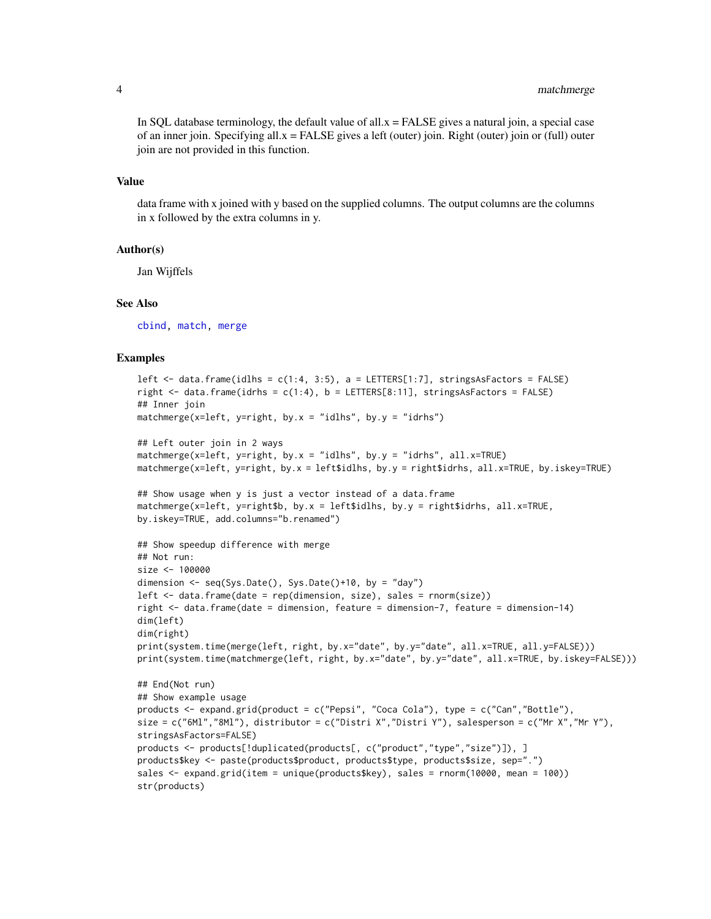In SQL database terminology, the default value of all.x = FALSE gives a natural join, a special case of an inner join. Specifying all.x = FALSE gives a left (outer) join. Right (outer) join or (full) outer join are not provided in this function.

## Value

data frame with x joined with y based on the supplied columns. The output columns are the columns in x followed by the extra columns in y.

## Author(s)

Jan Wijffels

## See Also

cbind, match, merge

## Examples

```
left <- data.frame(idlhs = c(1:4, 3:5), a = LETTERS[1:7], stringsAsFactors = FALSE)
right <- data.frame(idrhs = c(1:4), b = LETTERS[8:11], stringsAsFactors = FALSE)
## Inner join
matchmerge(x=left, y=right, by.x = "idlhs", by.y = "idrhs")

## Left outer join in 2 ways
matchmerge(x=left, y=right, by.x = "idlhs", by.y = "idrhs", all.x=TRUE)
matchmerge(x=left, y=right, by.x = left$idlhs, by.y = right$idrhs, all.x=TRUE, by.iskey=TRUE)

## Show usage when y is just a vector instead of a data.frame
matchmerge(x=left, y=right$b, by.x = left$idlhs, by.y = right$idrhs, all.x=TRUE,
by.iskey=TRUE, add.columns="b.renamed")

## Show speedup difference with merge
## Not run:
size <- 100000
dimension <- seq(Sys.Date(), Sys.Date()+10, by = "day")
left <- data.frame(date = rep(dimension, size), sales = rnorm(size))
right <- data.frame(date = dimension, feature = dimension-7, feature = dimension-14)
dim(left)
dim(right)
print(system.time(merge(left, right, by.x="date", by.y="date", all.x=TRUE, all.y=FALSE)))
print(system.time(matchmerge(left, right, by.x="date", by.y="date", all.x=TRUE, by.iskey=FALSE)))

## End(Not run)
## Show example usage
products <- expand.grid(product = c("Pepsi", "Coca Cola"), type = c("Can","Bottle"),
size = c("6Ml","8Ml"), distributor = c("Distri X","Distri Y"), salesperson = c("Mr X","Mr Y"),
stringsAsFactors=FALSE)
products <- products[!duplicated(products[, c("product","type","size")]), ]
products$key <- paste(products$product, products$type, products$size, sep=".")
sales <- expand.grid(item = unique(products$key), sales = rnorm(10000, mean = 100))
str(products)
```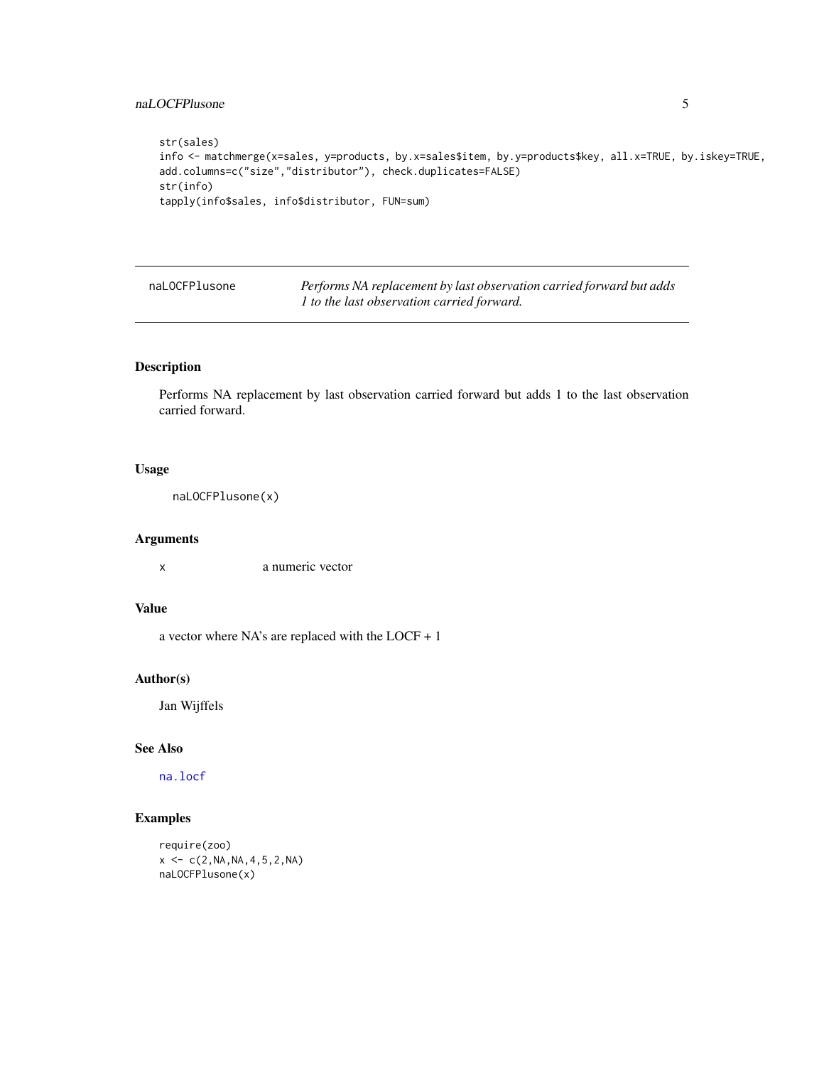```
str(sales)
info <- matchmerge(x=sales, y=products, by.x=sales$item, by.y=products$key, all.x=TRUE, by.iskey=TRUE,
add.columns=c("size","distributor"), check.duplicates=FALSE)
str(info)
tapply(info$sales, info$distributor, FUN=sum)
```

---

`naLOCFPlusone` *Performs NA replacement by last observation carried forward but adds 1 to the last observation carried forward.*

---

## Description

Performs NA replacement by last observation carried forward but adds 1 to the last observation carried forward.

## Usage

```
naLOCFPlusone(x)
```

## Arguments

| | |
|---|---|
| x | a numeric vector |

## Value

a vector where NA's are replaced with the LOCF + 1

## Author(s)

Jan Wijffels

## See Also

na.locf

## Examples

```
require(zoo)
x <- c(2,NA,NA,4,5,2,NA)
naLOCFPlusone(x)
```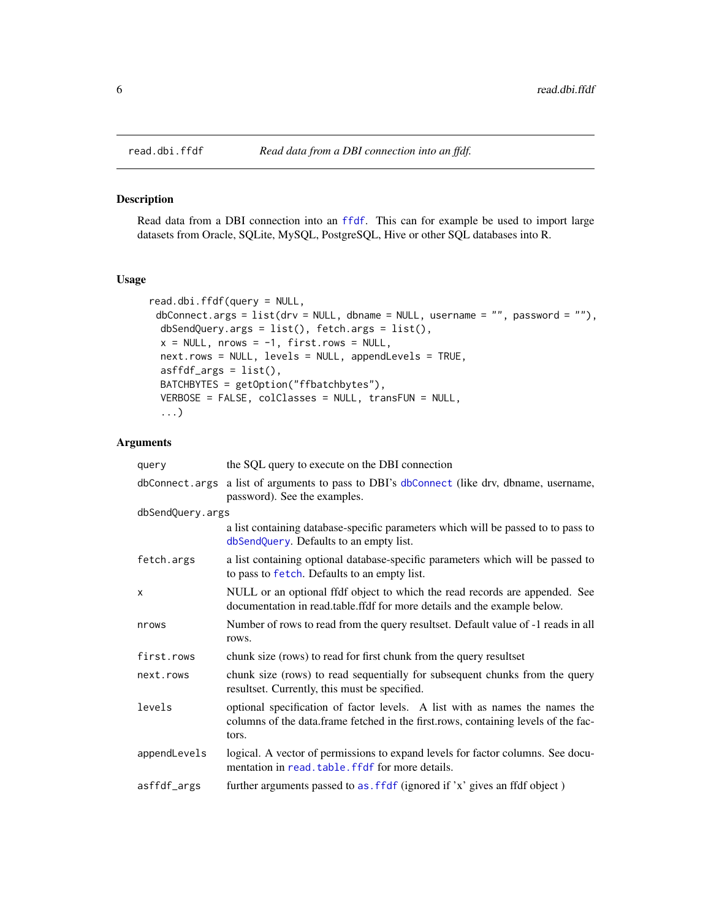read.dbi.ffdf — *Read data from a DBI connection into an ffdf.*

## Description

Read data from a DBI connection into an `ffdf`. This can for example be used to import large datasets from Oracle, SQLite, MySQL, PostgreSQL, Hive or other SQL databases into R.

## Usage

```
read.dbi.ffdf(query = NULL,
 dbConnect.args = list(drv = NULL, dbname = NULL, username = "", password = ""),
  dbSendQuery.args = list(), fetch.args = list(),
  x = NULL, nrows = -1, first.rows = NULL,
  next.rows = NULL, levels = NULL, appendLevels = TRUE,
  asffdf_args = list(),
  BATCHBYTES = getOption("ffbatchbytes"),
  VERBOSE = FALSE, colClasses = NULL, transFUN = NULL,
  ...)
```

## Arguments

| | |
|---|---|
| `query` | the SQL query to execute on the DBI connection |
| `dbConnect.args` | a list of arguments to pass to DBI's `dbConnect` (like drv, dbname, username, password). See the examples. |
| `dbSendQuery.args` | a list containing database-specific parameters which will be passed to to pass to `dbSendQuery`. Defaults to an empty list. |
| `fetch.args` | a list containing optional database-specific parameters which will be passed to to pass to `fetch`. Defaults to an empty list. |
| `x` | NULL or an optional ffdf object to which the read records are appended. See documentation in read.table.ffdf for more details and the example below. |
| `nrows` | Number of rows to read from the query resultset. Default value of -1 reads in all rows. |
| `first.rows` | chunk size (rows) to read for first chunk from the query resultset |
| `next.rows` | chunk size (rows) to read sequentially for subsequent chunks from the query resultset. Currently, this must be specified. |
| `levels` | optional specification of factor levels. A list with as names the names the columns of the data.frame fetched in the first.rows, containing levels of the factors. |
| `appendLevels` | logical. A vector of permissions to expand levels for factor columns. See documentation in `read.table.ffdf` for more details. |
| `asffdf_args` | further arguments passed to `as.ffdf` (ignored if 'x' gives an ffdf object ) |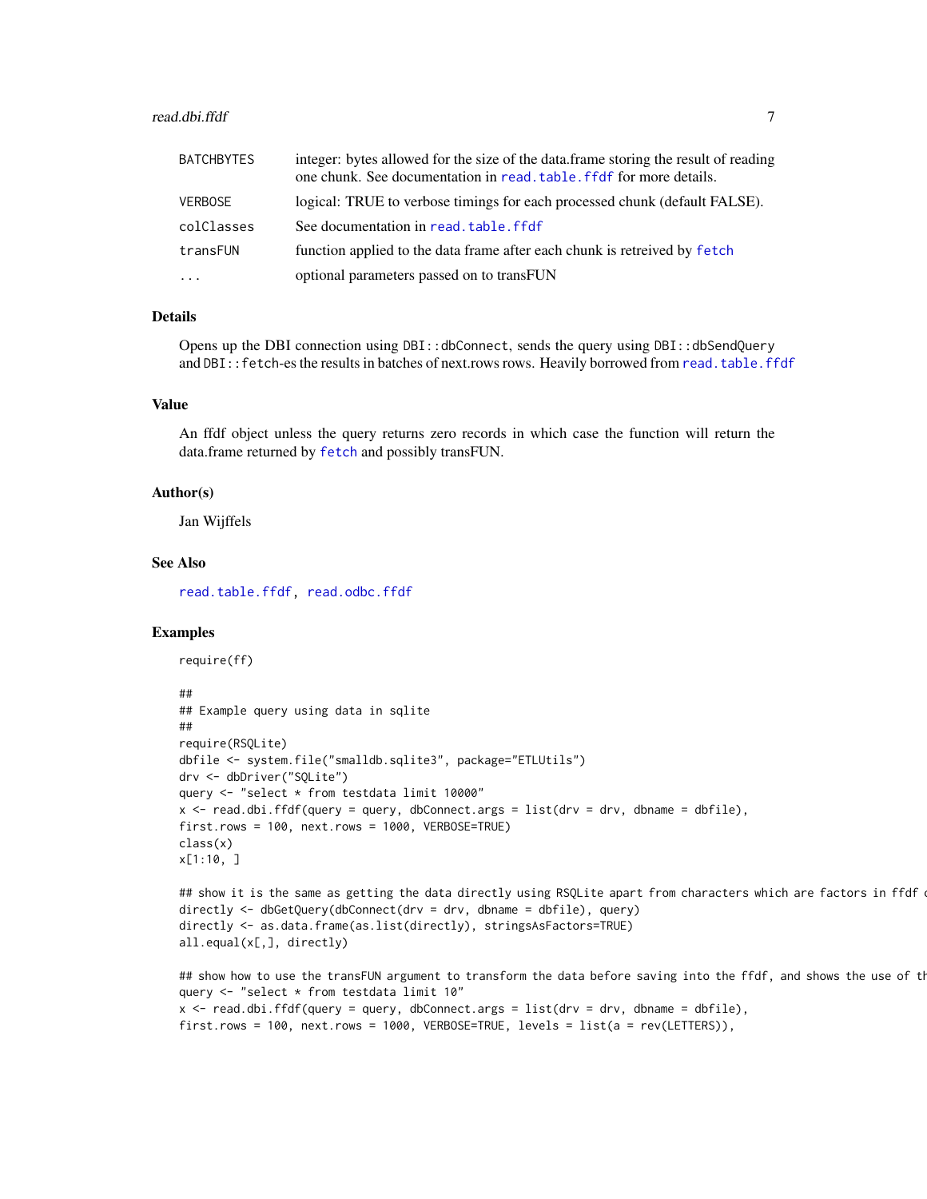| | |
|---|---|
| BATCHBYTES | integer: bytes allowed for the size of the data.frame storing the result of reading one chunk. See documentation in read.table.ffdf for more details. |
| VERBOSE | logical: TRUE to verbose timings for each processed chunk (default FALSE). |
| colClasses | See documentation in read.table.ffdf |
| transFUN | function applied to the data frame after each chunk is retreived by fetch |
| ... | optional parameters passed on to transFUN |

## Details

Opens up the DBI connection using `DBI::dbConnect`, sends the query using `DBI::dbSendQuery` and `DBI::fetch`-es the results in batches of next.rows rows. Heavily borrowed from `read.table.ffdf`

## Value

An ffdf object unless the query returns zero records in which case the function will return the data.frame returned by `fetch` and possibly transFUN.

## Author(s)

Jan Wijffels

## See Also

`read.table.ffdf`, `read.odbc.ffdf`

## Examples

```
require(ff)

##
## Example query using data in sqlite
##
require(RSQLite)
dbfile <- system.file("smalldb.sqlite3", package="ETLUtils")
drv <- dbDriver("SQLite")
query <- "select * from testdata limit 10000"
x <- read.dbi.ffdf(query = query, dbConnect.args = list(drv = drv, dbname = dbfile),
first.rows = 100, next.rows = 1000, VERBOSE=TRUE)
class(x)
x[1:10, ]

## show it is the same as getting the data directly using RSQLite apart from characters which are factors in ffdf o
directly <- dbGetQuery(dbConnect(drv = drv, dbname = dbfile), query)
directly <- as.data.frame(as.list(directly), stringsAsFactors=TRUE)
all.equal(x[,], directly)

## show how to use the transFUN argument to transform the data before saving into the ffdf, and shows the use of th
query <- "select * from testdata limit 10"
x <- read.dbi.ffdf(query = query, dbConnect.args = list(drv = drv, dbname = dbfile),
first.rows = 100, next.rows = 1000, VERBOSE=TRUE, levels = list(a = rev(LETTERS)),
```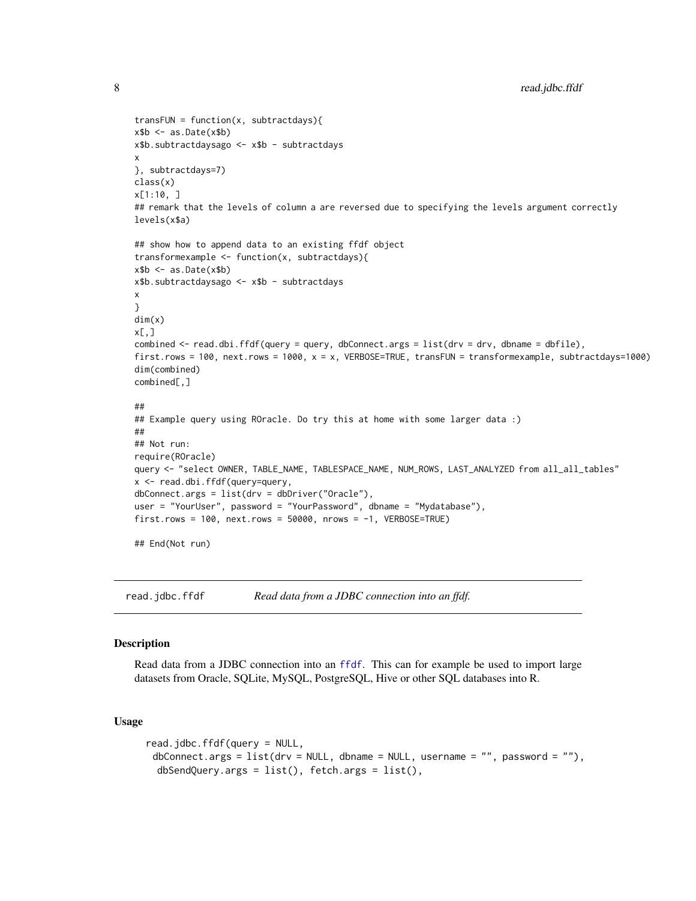```
transFUN = function(x, subtractdays){
x$b <- as.Date(x$b)
x$b.subtractdaysago <- x$b - subtractdays
x
}, subtractdays=7)
class(x)
x[1:10, ]
## remark that the levels of column a are reversed due to specifying the levels argument correctly
levels(x$a)

## show how to append data to an existing ffdf object
transformexample <- function(x, subtractdays){
x$b <- as.Date(x$b)
x$b.subtractdaysago <- x$b - subtractdays
x
}
dim(x)
x[,]
combined <- read.dbi.ffdf(query = query, dbConnect.args = list(drv = drv, dbname = dbfile),
first.rows = 100, next.rows = 1000, x = x, VERBOSE=TRUE, transFUN = transformexample, subtractdays=1000)
dim(combined)
combined[,]

##
## Example query using ROracle. Do try this at home with some larger data :)
##
## Not run:
require(ROracle)
query <- "select OWNER, TABLE_NAME, TABLESPACE_NAME, NUM_ROWS, LAST_ANALYZED from all_all_tables"
x <- read.dbi.ffdf(query=query,
dbConnect.args = list(drv = dbDriver("Oracle"),
user = "YourUser", password = "YourPassword", dbname = "Mydatabase"),
first.rows = 100, next.rows = 50000, nrows = -1, VERBOSE=TRUE)

## End(Not run)
```

---

## read.jdbc.ffdf — *Read data from a JDBC connection into an ffdf.*

### Description

Read data from a JDBC connection into an ffdf. This can for example be used to import large datasets from Oracle, SQLite, MySQL, PostgreSQL, Hive or other SQL databases into R.

### Usage

```
read.jdbc.ffdf(query = NULL,
 dbConnect.args = list(drv = NULL, dbname = NULL, username = "", password = ""),
  dbSendQuery.args = list(), fetch.args = list(),
```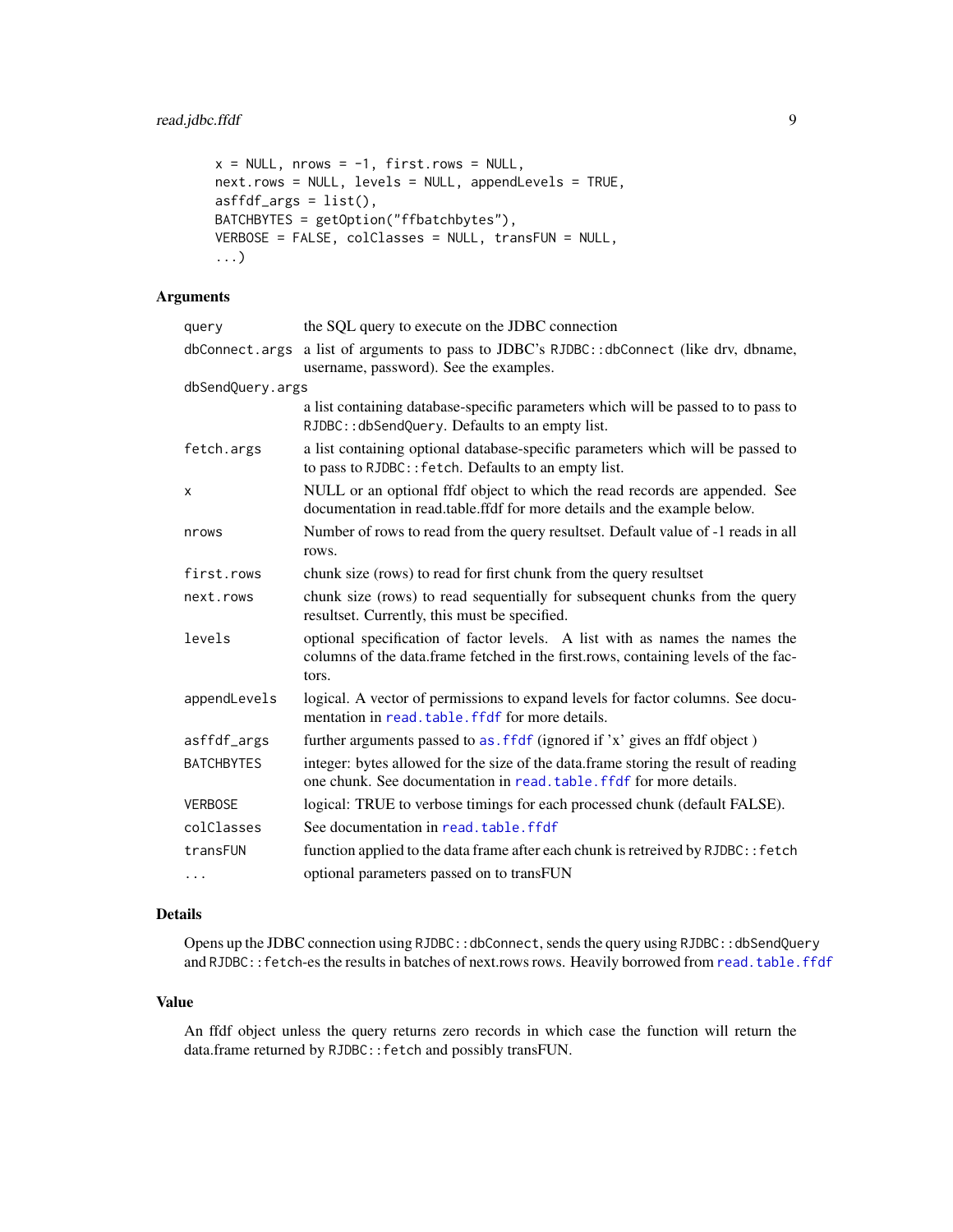```
x = NULL, nrows = -1, first.rows = NULL,
next.rows = NULL, levels = NULL, appendLevels = TRUE,
asffdf_args = list(),
BATCHBYTES = getOption("ffbatchbytes"),
VERBOSE = FALSE, colClasses = NULL, transFUN = NULL,
...)
```

## Arguments

| Argument | Description |
|---|---|
| `query` | the SQL query to execute on the JDBC connection |
| `dbConnect.args` | a list of arguments to pass to JDBC's `RJDBC::dbConnect` (like drv, dbname, username, password). See the examples. |
| `dbSendQuery.args` | a list containing database-specific parameters which will be passed to to pass to `RJDBC::dbSendQuery`. Defaults to an empty list. |
| `fetch.args` | a list containing optional database-specific parameters which will be passed to to pass to `RJDBC::fetch`. Defaults to an empty list. |
| `x` | NULL or an optional ffdf object to which the read records are appended. See documentation in read.table.ffdf for more details and the example below. |
| `nrows` | Number of rows to read from the query resultset. Default value of -1 reads in all rows. |
| `first.rows` | chunk size (rows) to read for first chunk from the query resultset |
| `next.rows` | chunk size (rows) to read sequentially for subsequent chunks from the query resultset. Currently, this must be specified. |
| `levels` | optional specification of factor levels. A list with as names the names the columns of the data.frame fetched in the first.rows, containing levels of the factors. |
| `appendLevels` | logical. A vector of permissions to expand levels for factor columns. See documentation in `read.table.ffdf` for more details. |
| `asffdf_args` | further arguments passed to `as.ffdf` (ignored if 'x' gives an ffdf object ) |
| `BATCHBYTES` | integer: bytes allowed for the size of the data.frame storing the result of reading one chunk. See documentation in `read.table.ffdf` for more details. |
| `VERBOSE` | logical: TRUE to verbose timings for each processed chunk (default FALSE). |
| `colClasses` | See documentation in `read.table.ffdf` |
| `transFUN` | function applied to the data frame after each chunk is retreived by `RJDBC::fetch` |
| `...` | optional parameters passed on to transFUN |

## Details

Opens up the JDBC connection using `RJDBC::dbConnect`, sends the query using `RJDBC::dbSendQuery` and `RJDBC::fetch`-es the results in batches of next.rows rows. Heavily borrowed from `read.table.ffdf`

## Value

An ffdf object unless the query returns zero records in which case the function will return the data.frame returned by `RJDBC::fetch` and possibly transFUN.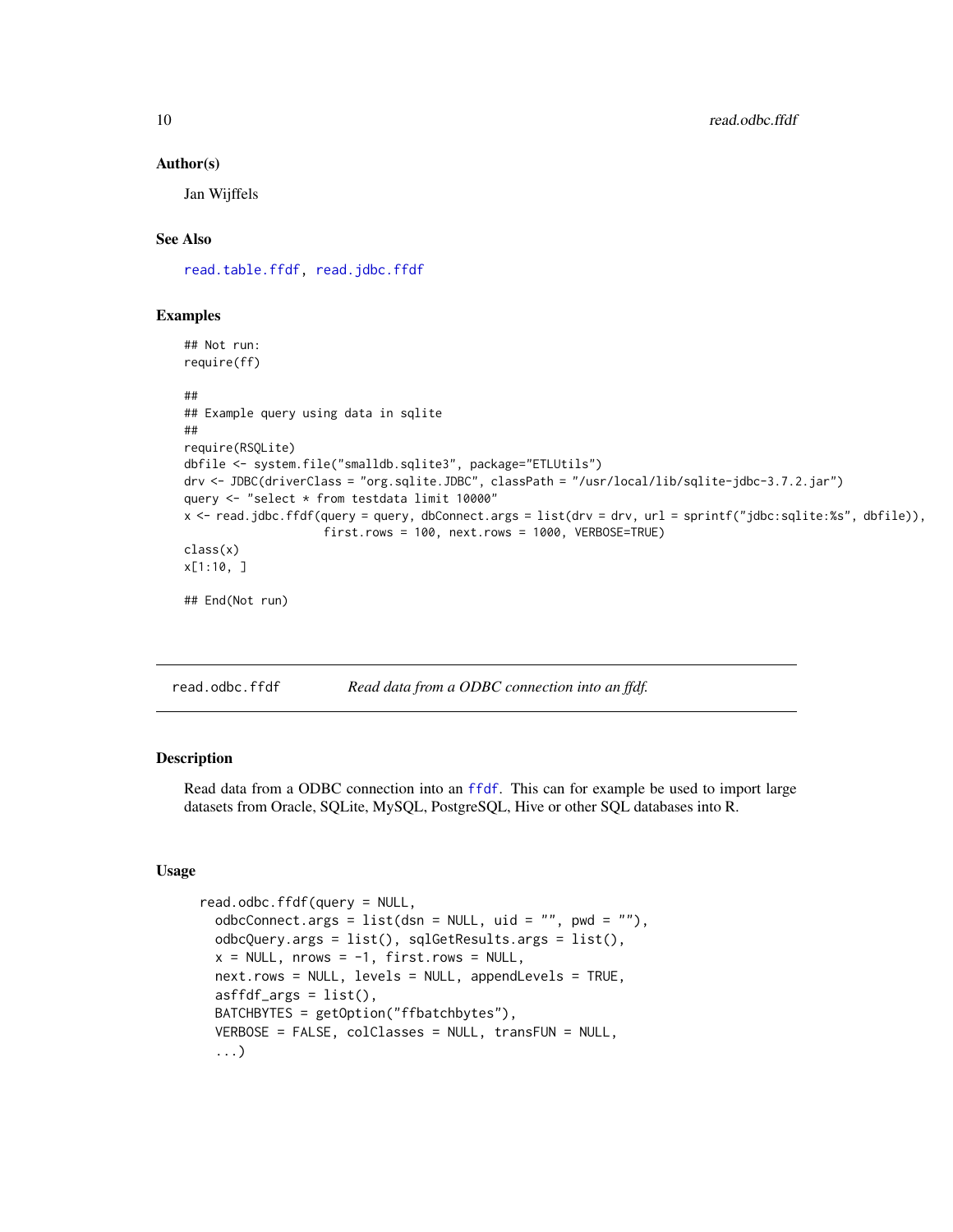### Author(s)

Jan Wijffels

### See Also

read.table.ffdf, read.jdbc.ffdf

### Examples

```
## Not run:
require(ff)

##
## Example query using data in sqlite
##
require(RSQLite)
dbfile <- system.file("smalldb.sqlite3", package="ETLUtils")
drv <- JDBC(driverClass = "org.sqlite.JDBC", classPath = "/usr/local/lib/sqlite-jdbc-3.7.2.jar")
query <- "select * from testdata limit 10000"
x <- read.jdbc.ffdf(query = query, dbConnect.args = list(drv = drv, url = sprintf("jdbc:sqlite:%s", dbfile)),
                    first.rows = 100, next.rows = 1000, VERBOSE=TRUE)
class(x)
x[1:10, ]

## End(Not run)
```

---

## read.odbc.ffdf — *Read data from a ODBC connection into an ffdf.*

### Description

Read data from a ODBC connection into an ffdf. This can for example be used to import large datasets from Oracle, SQLite, MySQL, PostgreSQL, Hive or other SQL databases into R.

### Usage

```
read.odbc.ffdf(query = NULL,
  odbcConnect.args = list(dsn = NULL, uid = "", pwd = ""),
  odbcQuery.args = list(), sqlGetResults.args = list(),
  x = NULL, nrows = -1, first.rows = NULL,
  next.rows = NULL, levels = NULL, appendLevels = TRUE,
  asffdf_args = list(),
  BATCHBYTES = getOption("ffbatchbytes"),
  VERBOSE = FALSE, colClasses = NULL, transFUN = NULL,
  ...)
```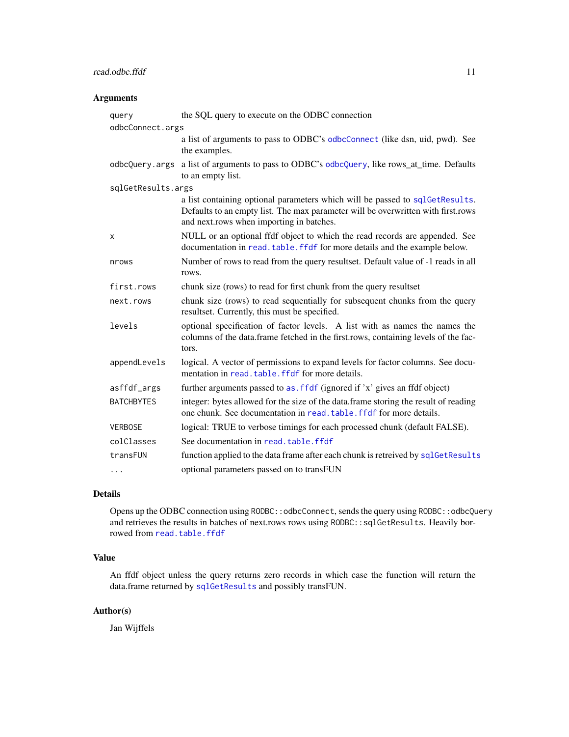## Arguments

| | |
|---|---|
| `query` | the SQL query to execute on the ODBC connection |
| `odbcConnect.args` | a list of arguments to pass to ODBC's `odbcConnect` (like dsn, uid, pwd). See the examples. |
| `odbcQuery.args` | a list of arguments to pass to ODBC's `odbcQuery`, like rows_at_time. Defaults to an empty list. |
| `sqlGetResults.args` | a list containing optional parameters which will be passed to `sqlGetResults`. Defaults to an empty list. The max parameter will be overwritten with first.rows and next.rows when importing in batches. |
| `x` | NULL or an optional ffdf object to which the read records are appended. See documentation in `read.table.ffdf` for more details and the example below. |
| `nrows` | Number of rows to read from the query resultset. Default value of -1 reads in all rows. |
| `first.rows` | chunk size (rows) to read for first chunk from the query resultset |
| `next.rows` | chunk size (rows) to read sequentially for subsequent chunks from the query resultset. Currently, this must be specified. |
| `levels` | optional specification of factor levels. A list with as names the names the columns of the data.frame fetched in the first.rows, containing levels of the factors. |
| `appendLevels` | logical. A vector of permissions to expand levels for factor columns. See documentation in `read.table.ffdf` for more details. |
| `asffdf_args` | further arguments passed to `as.ffdf` (ignored if 'x' gives an ffdf object) |
| `BATCHBYTES` | integer: bytes allowed for the size of the data.frame storing the result of reading one chunk. See documentation in `read.table.ffdf` for more details. |
| `VERBOSE` | logical: TRUE to verbose timings for each processed chunk (default FALSE). |
| `colClasses` | See documentation in `read.table.ffdf` |
| `transFUN` | function applied to the data frame after each chunk is retreived by `sqlGetResults` |
| `...` | optional parameters passed on to transFUN |

## Details

Opens up the ODBC connection using `RODBC::odbcConnect`, sends the query using `RODBC::odbcQuery` and retrieves the results in batches of next.rows rows using `RODBC::sqlGetResults`. Heavily borrowed from `read.table.ffdf`

## Value

An ffdf object unless the query returns zero records in which case the function will return the data.frame returned by `sqlGetResults` and possibly transFUN.

## Author(s)

Jan Wijffels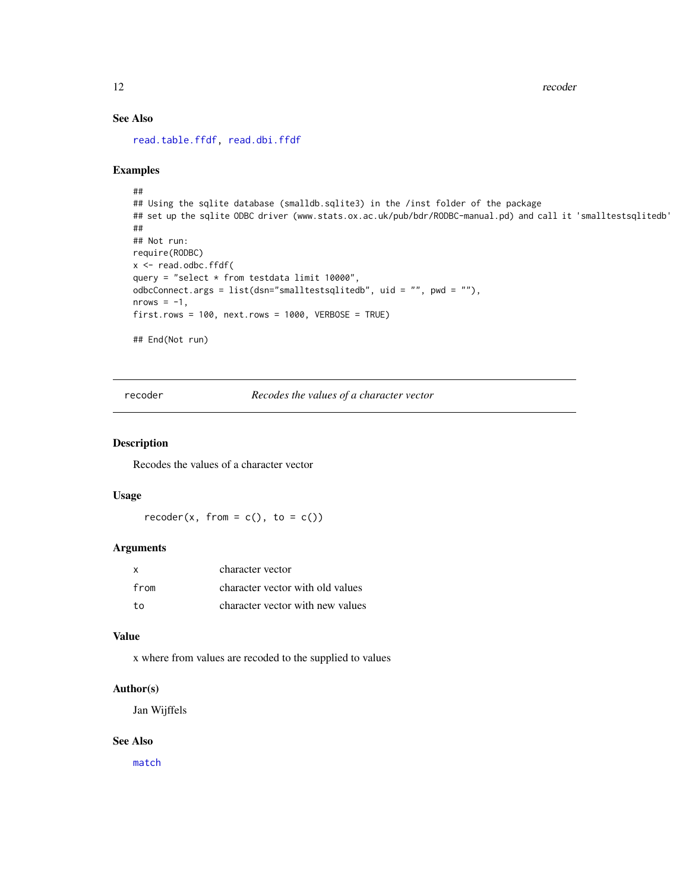### See Also

read.table.ffdf, read.dbi.ffdf

### Examples

```
##
## Using the sqlite database (smalldb.sqlite3) in the /inst folder of the package
## set up the sqlite ODBC driver (www.stats.ox.ac.uk/pub/bdr/RODBC-manual.pd) and call it 'smalltestsqlitedb'
##
## Not run:
require(RODBC)
x <- read.odbc.ffdf(
query = "select * from testdata limit 10000",
odbcConnect.args = list(dsn="smalltestsqlitedb", uid = "", pwd = ""),
nrows = -1,
first.rows = 100, next.rows = 1000, VERBOSE = TRUE)

## End(Not run)
```

---

## recoder — *Recodes the values of a character vector*

### Description

Recodes the values of a character vector

### Usage

```
recoder(x, from = c(), to = c())
```

### Arguments

| | |
|---|---|
| x | character vector |
| from | character vector with old values |
| to | character vector with new values |

### Value

x where from values are recoded to the supplied to values

### Author(s)

Jan Wijffels

### See Also

match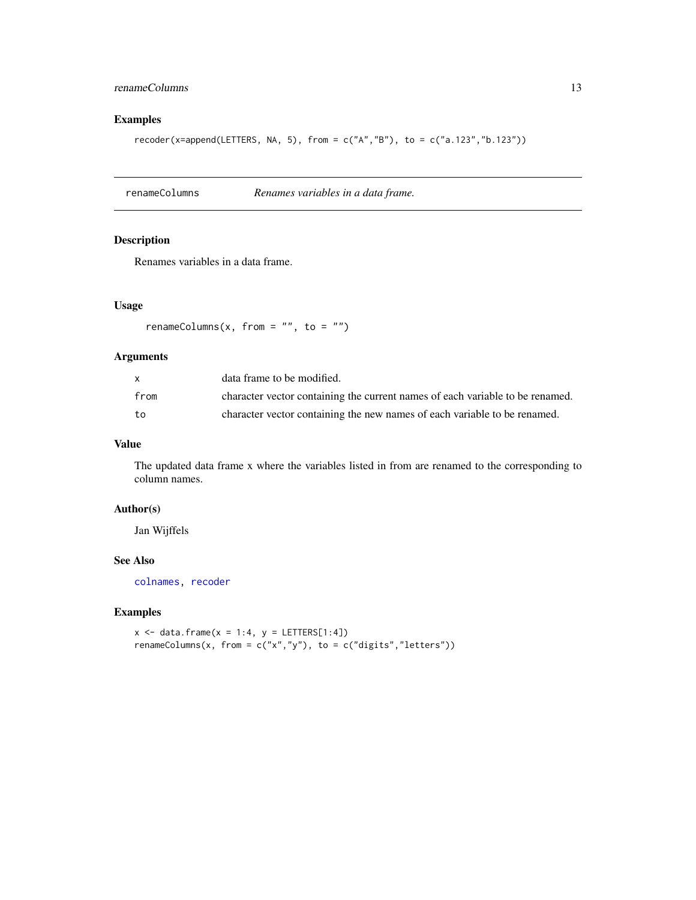## Examples

```
recoder(x=append(LETTERS, NA, 5), from = c("A","B"), to = c("a.123","b.123"))
```

---

# renameColumns *Renames variables in a data frame.*

---

## Description

Renames variables in a data frame.

## Usage

```
renameColumns(x, from = "", to = "")
```

## Arguments

| | |
|---|---|
| x | data frame to be modified. |
| from | character vector containing the current names of each variable to be renamed. |
| to | character vector containing the new names of each variable to be renamed. |

## Value

The updated data frame x where the variables listed in from are renamed to the corresponding to column names.

## Author(s)

Jan Wijffels

## See Also

colnames, recoder

## Examples

```
x <- data.frame(x = 1:4, y = LETTERS[1:4])
renameColumns(x, from = c("x","y"), to = c("digits","letters"))
```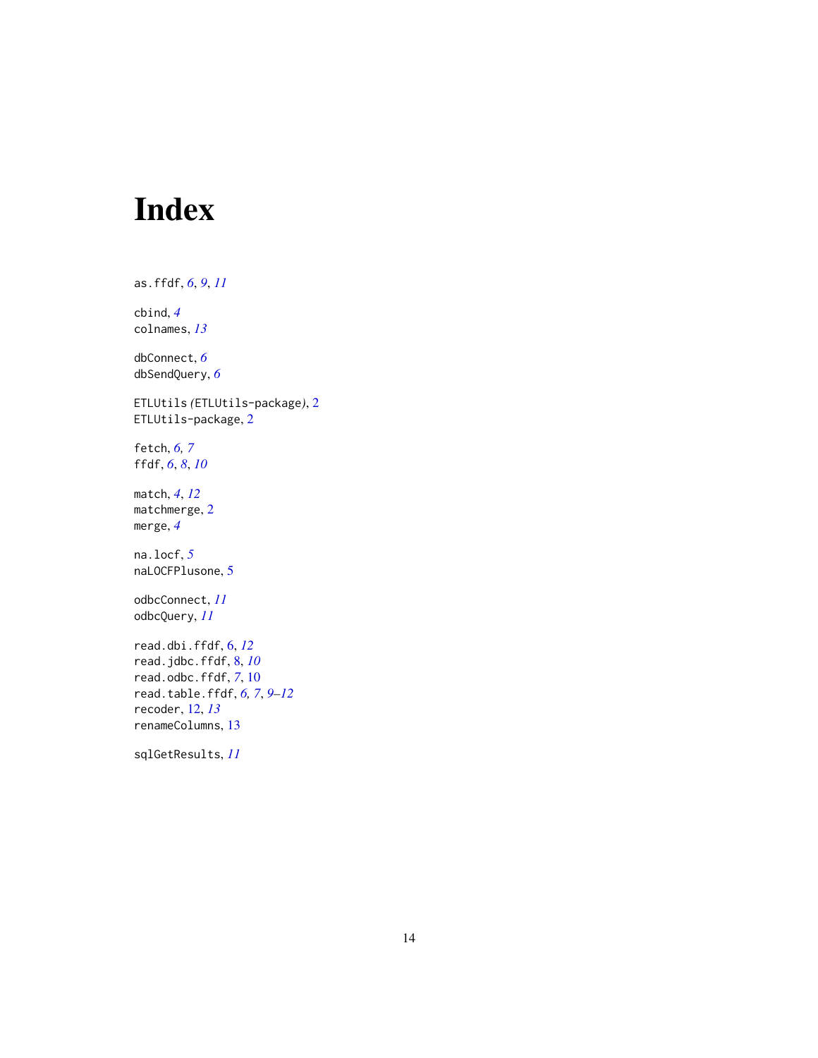# Index

as.ffdf, *6*, *9*, *11*

cbind, *4*
colnames, *13*

dbConnect, *6*
dbSendQuery, *6*

ETLUtils *(*ETLUtils-package*)*, 2
ETLUtils-package, 2

fetch, *6, 7*
ffdf, *6*, *8*, *10*

match, *4*, *12*
matchmerge, 2
merge, *4*

na.locf, *5*
naLOCFPlusone, 5

odbcConnect, *11*
odbcQuery, *11*

read.dbi.ffdf, 6, *12*
read.jdbc.ffdf, 8, *10*
read.odbc.ffdf, *7*, 10
read.table.ffdf, *6, 7*, *9–12*
recoder, 12, *13*
renameColumns, 13

sqlGetResults, *11*